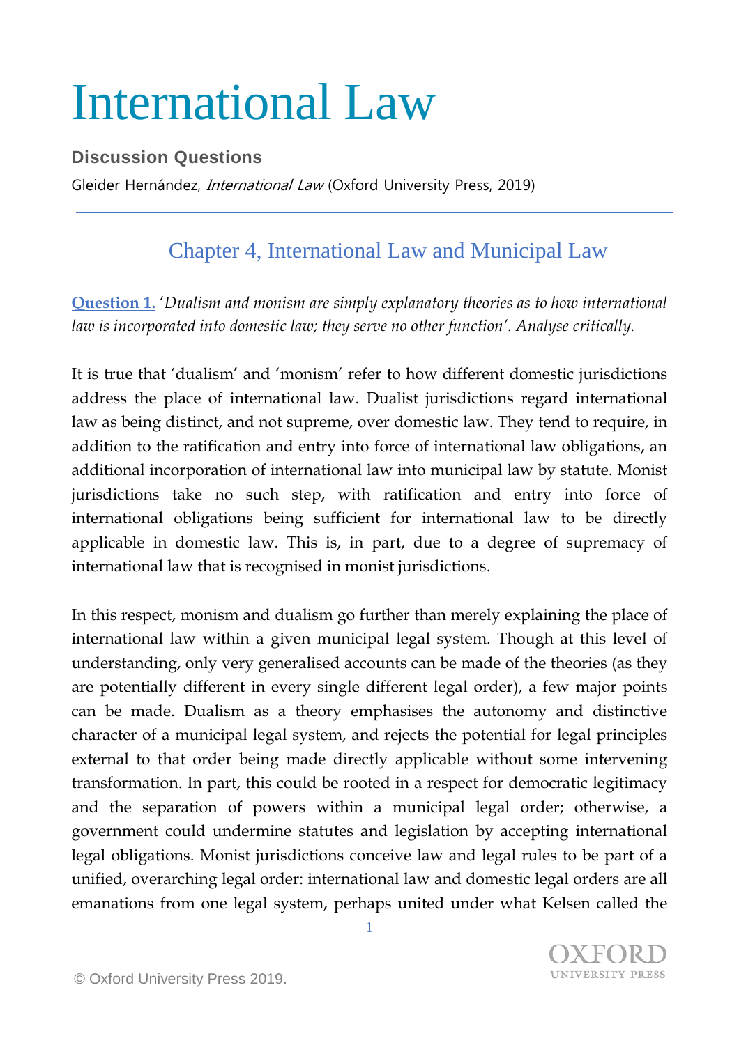# International Law

**Discussion Questions**

Gleider Hernández, *International Law* (Oxford University Press, 2019)

## Chapter 4, International Law and Municipal Law

**Question 1.** '*Dualism and monism are simply explanatory theories as to how international law is incorporated into domestic law; they serve no other function'. Analyse critically.*

It is true that 'dualism' and 'monism' refer to how different domestic jurisdictions address the place of international law. Dualist jurisdictions regard international law as being distinct, and not supreme, over domestic law. They tend to require, in addition to the ratification and entry into force of international law obligations, an additional incorporation of international law into municipal law by statute. Monist jurisdictions take no such step, with ratification and entry into force of international obligations being sufficient for international law to be directly applicable in domestic law. This is, in part, due to a degree of supremacy of international law that is recognised in monist jurisdictions.

In this respect, monism and dualism go further than merely explaining the place of international law within a given municipal legal system. Though at this level of understanding, only very generalised accounts can be made of the theories (as they are potentially different in every single different legal order), a few major points can be made. Dualism as a theory emphasises the autonomy and distinctive character of a municipal legal system, and rejects the potential for legal principles external to that order being made directly applicable without some intervening transformation. In part, this could be rooted in a respect for democratic legitimacy and the separation of powers within a municipal legal order; otherwise, a government could undermine statutes and legislation by accepting international legal obligations. Monist jurisdictions conceive law and legal rules to be part of a unified, overarching legal order: international law and domestic legal orders are all emanations from one legal system, perhaps united under what Kelsen called the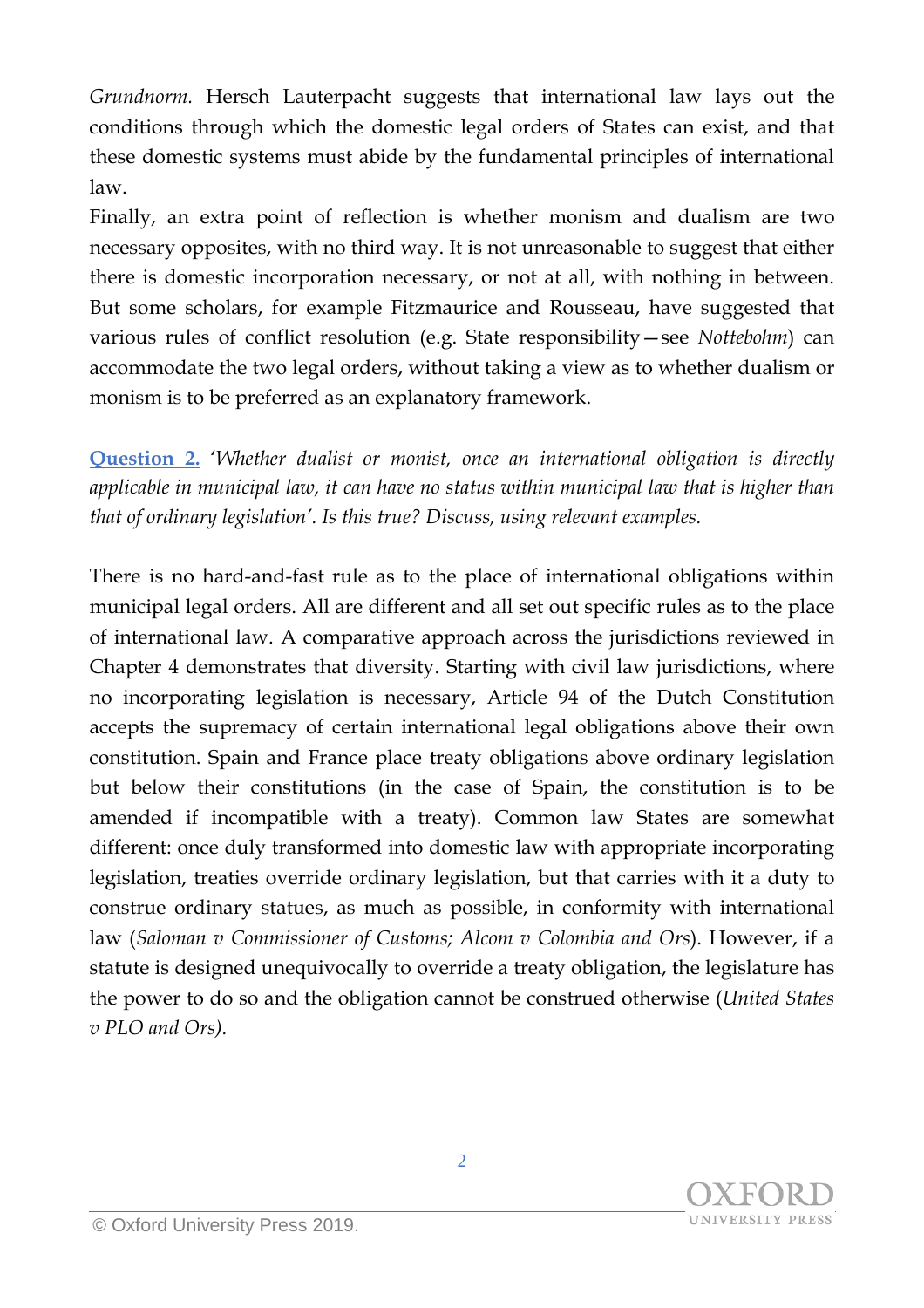*Grundnorm.* Hersch Lauterpacht suggests that international law lays out the conditions through which the domestic legal orders of States can exist, and that these domestic systems must abide by the fundamental principles of international law.

Finally, an extra point of reflection is whether monism and dualism are two necessary opposites, with no third way. It is not unreasonable to suggest that either there is domestic incorporation necessary, or not at all, with nothing in between. But some scholars, for example Fitzmaurice and Rousseau, have suggested that various rules of conflict resolution (e.g. State responsibility—see *Nottebohm*) can accommodate the two legal orders, without taking a view as to whether dualism or monism is to be preferred as an explanatory framework.

**Question 2.** '*Whether dualist or monist, once an international obligation is directly applicable in municipal law, it can have no status within municipal law that is higher than that of ordinary legislation'. Is this true? Discuss, using relevant examples.*

There is no hard-and-fast rule as to the place of international obligations within municipal legal orders. All are different and all set out specific rules as to the place of international law. A comparative approach across the jurisdictions reviewed in Chapter 4 demonstrates that diversity. Starting with civil law jurisdictions, where no incorporating legislation is necessary, Article 94 of the Dutch Constitution accepts the supremacy of certain international legal obligations above their own constitution. Spain and France place treaty obligations above ordinary legislation but below their constitutions (in the case of Spain, the constitution is to be amended if incompatible with a treaty). Common law States are somewhat different: once duly transformed into domestic law with appropriate incorporating legislation, treaties override ordinary legislation, but that carries with it a duty to construe ordinary statues, as much as possible, in conformity with international law (*Saloman v Commissioner of Customs; Alcom v Colombia and Ors*). However, if a statute is designed unequivocally to override a treaty obligation, the legislature has the power to do so and the obligation cannot be construed otherwise (*United States v PLO and Ors).*

© Oxford University Press 2019.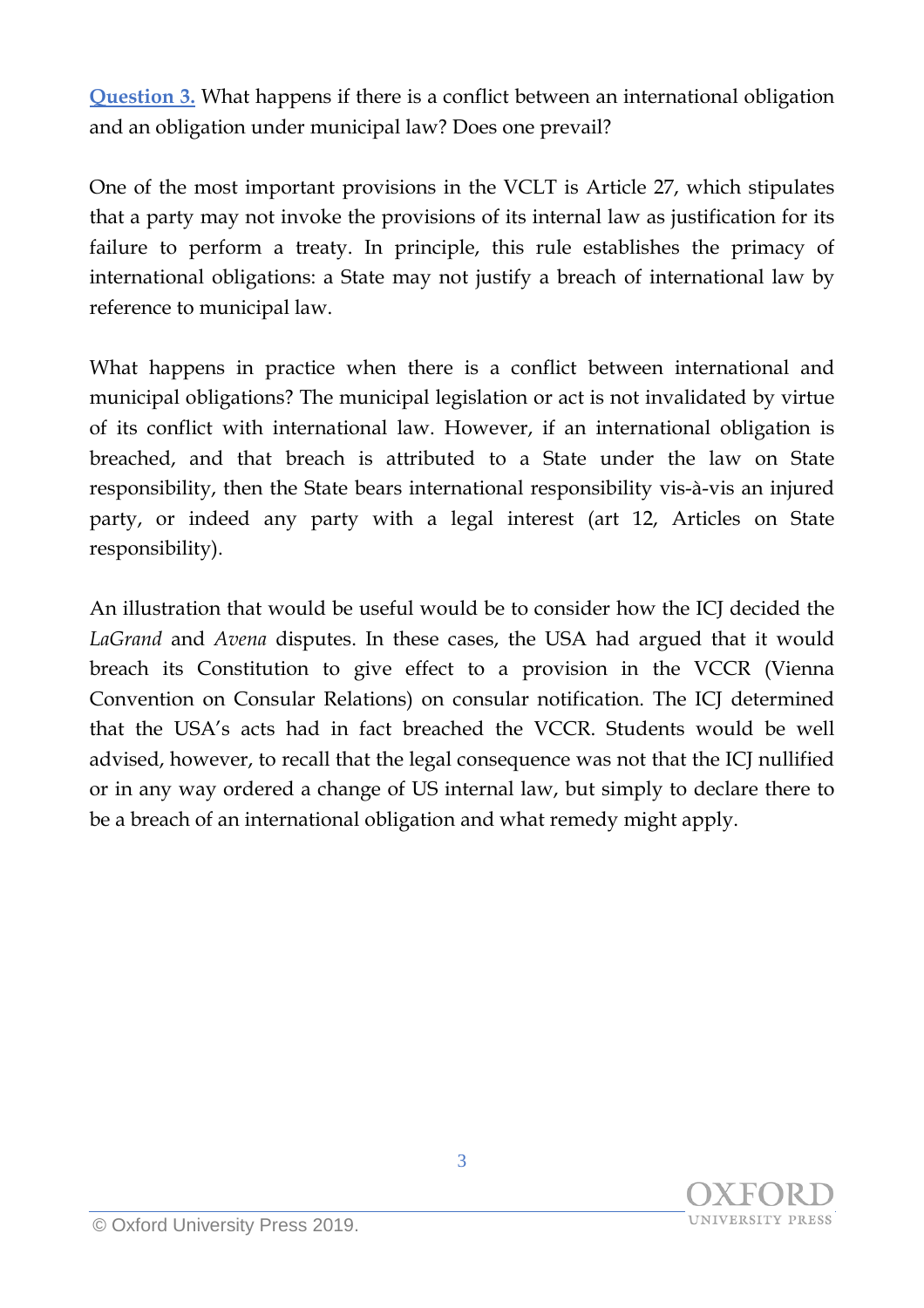**Question 3.** What happens if there is a conflict between an international obligation and an obligation under municipal law? Does one prevail?

One of the most important provisions in the VCLT is Article 27, which stipulates that a party may not invoke the provisions of its internal law as justification for its failure to perform a treaty. In principle, this rule establishes the primacy of international obligations: a State may not justify a breach of international law by reference to municipal law.

What happens in practice when there is a conflict between international and municipal obligations? The municipal legislation or act is not invalidated by virtue of its conflict with international law. However, if an international obligation is breached, and that breach is attributed to a State under the law on State responsibility, then the State bears international responsibility vis-à-vis an injured party, or indeed any party with a legal interest (art 12, Articles on State responsibility).

An illustration that would be useful would be to consider how the ICJ decided the *LaGrand* and *Avena* disputes. In these cases, the USA had argued that it would breach its Constitution to give effect to a provision in the VCCR (Vienna Convention on Consular Relations) on consular notification. The ICJ determined that the USA's acts had in fact breached the VCCR. Students would be well advised, however, to recall that the legal consequence was not that the ICJ nullified or in any way ordered a change of US internal law, but simply to declare there to be a breach of an international obligation and what remedy might apply.

© Oxford University Press 2019.